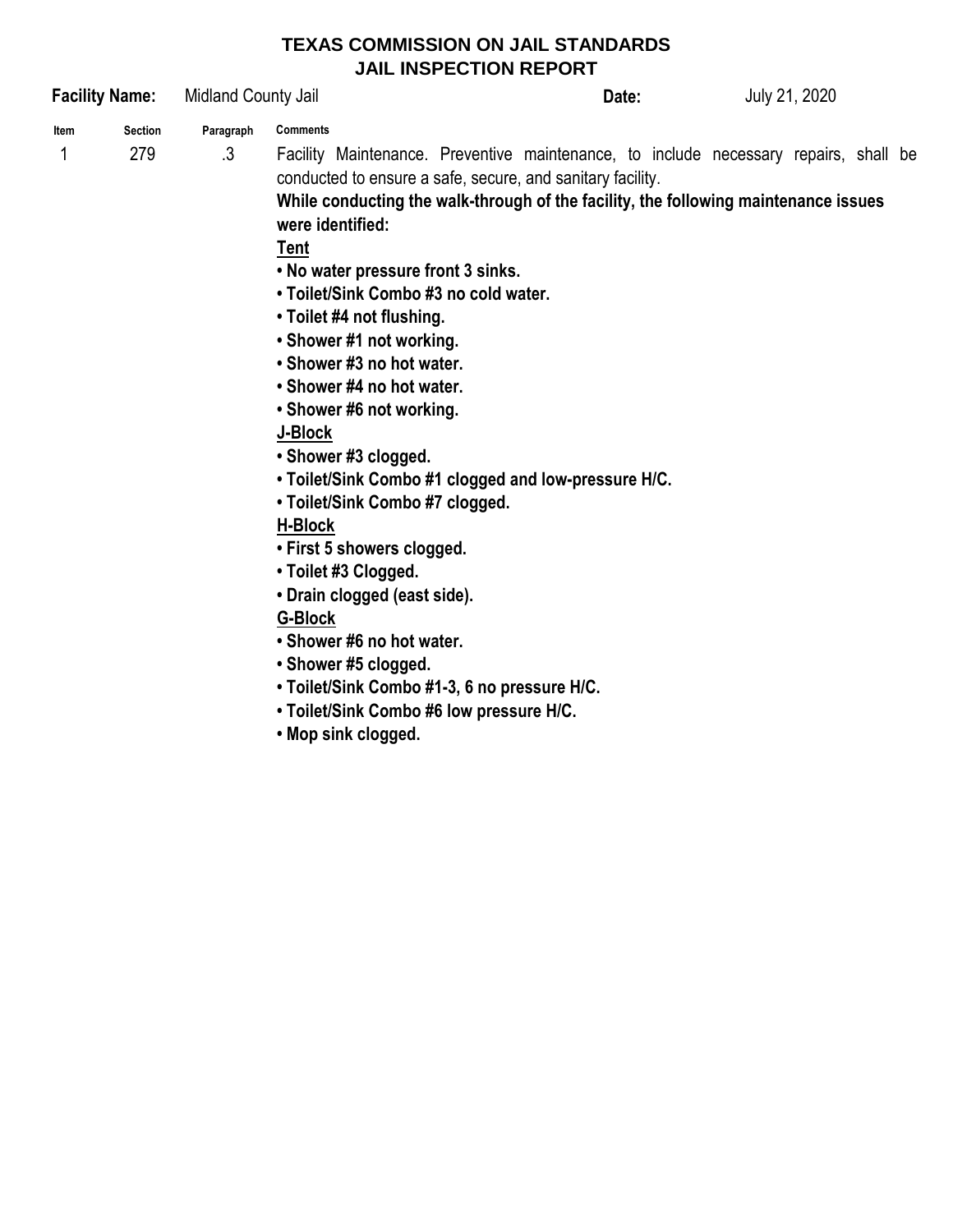# TEXAS COMMISSION ON JAIL STANDARDS
## JAIL INSPECTION REPORT

**Facility Name:** Midland County Jail **Date:** July 21, 2020

| Item | Section | Paragraph | Comments |
|---|---|---|---|
| 1 | 279 | .3 | Facility Maintenance. Preventive maintenance, to include necessary repairs, shall be conducted to ensure a safe, secure, and sanitary facility. |

**While conducting the walk-through of the facility, the following maintenance issues were identified:**

**<u>Tent</u>**

- **No water pressure front 3 sinks.**
- **Toilet/Sink Combo #3 no cold water.**
- **Toilet #4 not flushing.**
- **Shower #1 not working.**
- **Shower #3 no hot water.**
- **Shower #4 no hot water.**
- **Shower #6 not working.**

**<u>J-Block</u>**

- **Shower #3 clogged.**
- **Toilet/Sink Combo #1 clogged and low-pressure H/C.**
- **Toilet/Sink Combo #7 clogged.**

**<u>H-Block</u>**

- **First 5 showers clogged.**
- **Toilet #3 Clogged.**
- **Drain clogged (east side).**

**<u>G-Block</u>**

- **Shower #6 no hot water.**
- **Shower #5 clogged.**
- **Toilet/Sink Combo #1-3, 6 no pressure H/C.**
- **Toilet/Sink Combo #6 low pressure H/C.**
- **Mop sink clogged.**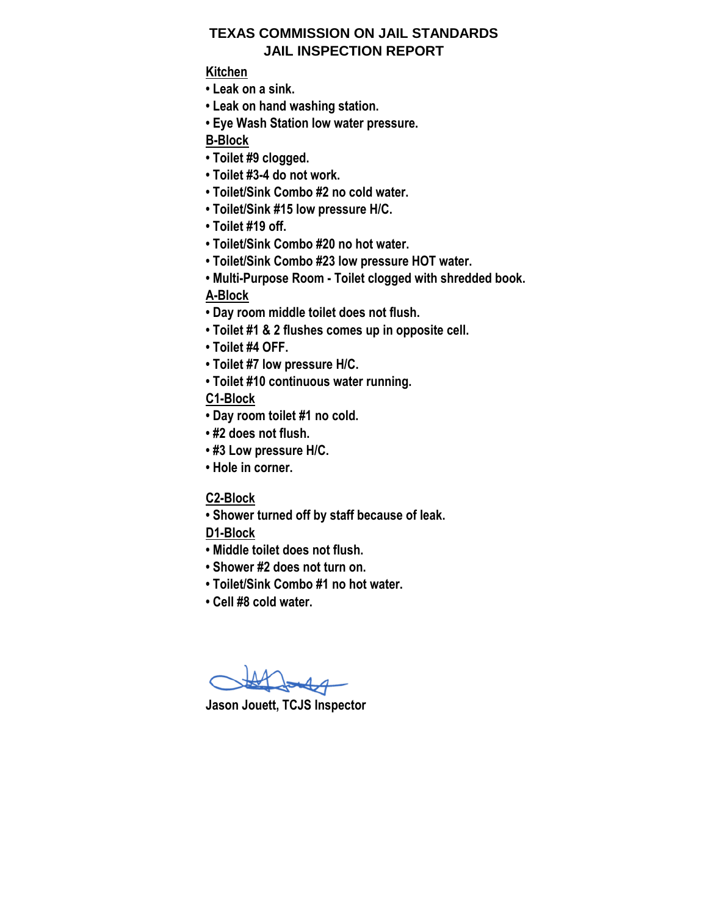# TEXAS COMMISSION ON JAIL STANDARDS
## JAIL INSPECTION REPORT

**Kitchen**

- Leak on a sink.
- Leak on hand washing station.
- Eye Wash Station low water pressure.

**B-Block**

- Toilet #9 clogged.
- Toilet #3-4 do not work.
- Toilet/Sink Combo #2 no cold water.
- Toilet/Sink #15 low pressure H/C.
- Toilet #19 off.
- Toilet/Sink Combo #20 no hot water.
- Toilet/Sink Combo #23 low pressure HOT water.
- Multi-Purpose Room - Toilet clogged with shredded book.

**A-Block**

- Day room middle toilet does not flush.
- Toilet #1 & 2 flushes comes up in opposite cell.
- Toilet #4 OFF.
- Toilet #7 low pressure H/C.
- Toilet #10 continuous water running.

**C1-Block**

- Day room toilet #1 no cold.
- #2 does not flush.
- #3 Low pressure H/C.
- Hole in corner.

**C2-Block**

- Shower turned off by staff because of leak.

**D1-Block**

- Middle toilet does not flush.
- Shower #2 does not turn on.
- Toilet/Sink Combo #1 no hot water.
- Cell #8 cold water.

Jason Jouett, TCJS Inspector